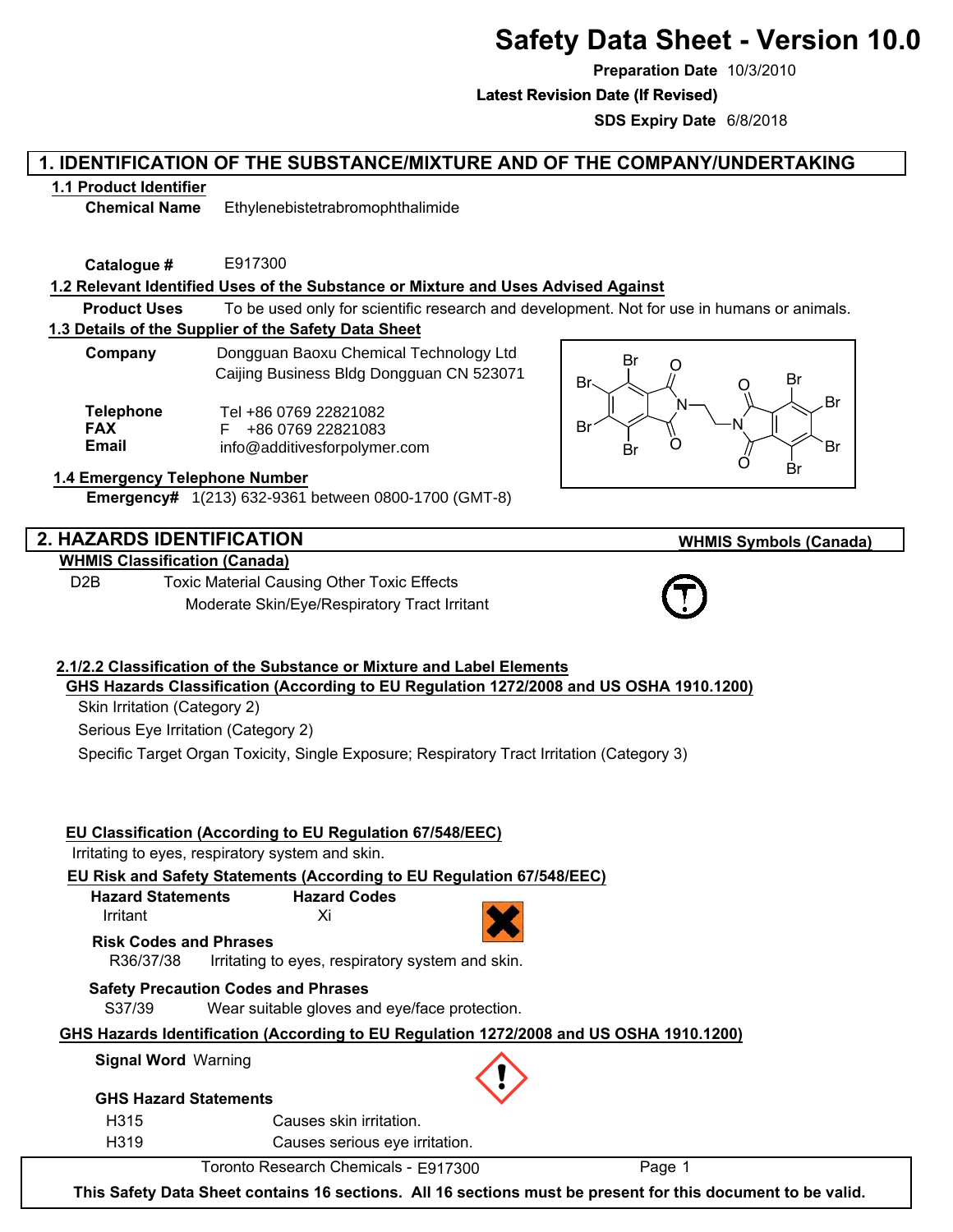# Safety Data Sheet - Version 10.0

**Preparation Date** 10/3/2010

**Latest Revision Date (If Revised)**

**SDS Expiry Date** 6/8/2018

## 1. IDENTIFICATION OF THE SUBSTANCE/MIXTURE AND OF THE COMPANY/UNDERTAKING

### 1.1 Product Identifier

**Chemical Name** Ethylenebistetrabromophthalimide

**Catalogue #** E917300

### 1.2 Relevant Identified Uses of the Substance or Mixture and Uses Advised Against

**Product Uses** To be used only for scientific research and development. Not for use in humans or animals.

### 1.3 Details of the Supplier of the Safety Data Sheet

**Company** Dongguan Baoxu Chemical Technology Ltd
Caijing Business Bldg Dongguan CN 523071

**Telephone** Tel +86 0769 22821082
**FAX** F +86 0769 22821083
**Email** info@additivesforpolymer.com

### 1.4 Emergency Telephone Number

**Emergency#** 1(213) 632-9361 between 0800-1700 (GMT-8)

## 2. HAZARDS IDENTIFICATION

**WHMIS Symbols (Canada)**

**WHMIS Classification (Canada)**

D2B Toxic Material Causing Other Toxic Effects
Moderate Skin/Eye/Respiratory Tract Irritant

### 2.1/2.2 Classification of the Substance or Mixture and Label Elements

**GHS Hazards Classification (According to EU Regulation 1272/2008 and US OSHA 1910.1200)**

Skin Irritation (Category 2)

Serious Eye Irritation (Category 2)

Specific Target Organ Toxicity, Single Exposure; Respiratory Tract Irritation (Category 3)

**EU Classification (According to EU Regulation 67/548/EEC)**

Irritating to eyes, respiratory system and skin.

**EU Risk and Safety Statements (According to EU Regulation 67/548/EEC)**

| Hazard Statements | Hazard Codes |
|---|---|
| Irritant | Xi |

**Risk Codes and Phrases**

R36/37/38 Irritating to eyes, respiratory system and skin.

**Safety Precaution Codes and Phrases**

S37/39 Wear suitable gloves and eye/face protection.

**GHS Hazards Identification (According to EU Regulation 1272/2008 and US OSHA 1910.1200)**

**Signal Word** Warning

**GHS Hazard Statements**

| | |
|---|---|
| H315 | Causes skin irritation. |
| H319 | Causes serious eye irritation. |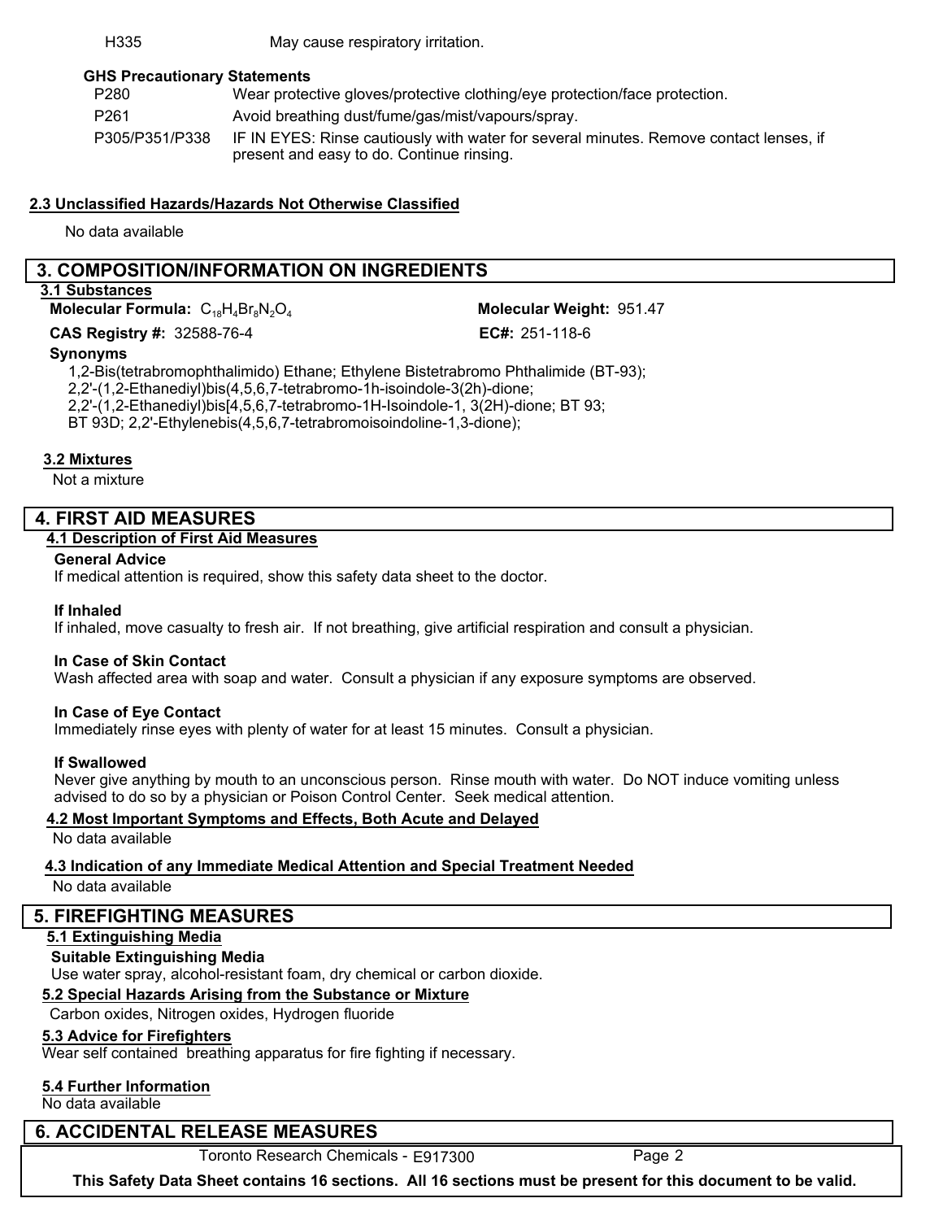| | |
|---|---|
| H335 | May cause respiratory irritation. |

**GHS Precautionary Statements**

| | |
|---|---|
| P280 | Wear protective gloves/protective clothing/eye protection/face protection. |
| P261 | Avoid breathing dust/fume/gas/mist/vapours/spray. |
| P305/P351/P338 | IF IN EYES: Rinse cautiously with water for several minutes. Remove contact lenses, if present and easy to do. Continue rinsing. |

### 2.3 Unclassified Hazards/Hazards Not Otherwise Classified

No data available

## 3. COMPOSITION/INFORMATION ON INGREDIENTS

### 3.1 Substances

**Molecular Formula:** $C_{18}H_4Br_8N_2O_4$

**Molecular Weight:** 951.47

**CAS Registry #:** 32588-76-4

**EC#:** 251-118-6

**Synonyms**

1,2-Bis(tetrabromophthalimido) Ethane; Ethylene Bistetrabromo Phthalimide (BT-93); 2,2'-(1,2-Ethanediyl)bis(4,5,6,7-tetrabromo-1h-isoindole-3(2h)-dione; 2,2'-(1,2-Ethanediyl)bis[4,5,6,7-tetrabromo-1H-Isoindole-1, 3(2H)-dione; BT 93; BT 93D; 2,2'-Ethylenebis(4,5,6,7-tetrabromoisoindoline-1,3-dione);

### 3.2 Mixtures

Not a mixture

## 4. FIRST AID MEASURES

### 4.1 Description of First Aid Measures

**General Advice**

If medical attention is required, show this safety data sheet to the doctor.

**If Inhaled**

If inhaled, move casualty to fresh air. If not breathing, give artificial respiration and consult a physician.

**In Case of Skin Contact**

Wash affected area with soap and water. Consult a physician if any exposure symptoms are observed.

**In Case of Eye Contact**

Immediately rinse eyes with plenty of water for at least 15 minutes. Consult a physician.

**If Swallowed**

Never give anything by mouth to an unconscious person. Rinse mouth with water. Do NOT induce vomiting unless advised to do so by a physician or Poison Control Center. Seek medical attention.

### 4.2 Most Important Symptoms and Effects, Both Acute and Delayed

No data available

### 4.3 Indication of any Immediate Medical Attention and Special Treatment Needed

No data available

## 5. FIREFIGHTING MEASURES

### 5.1 Extinguishing Media

**Suitable Extinguishing Media**

Use water spray, alcohol-resistant foam, dry chemical or carbon dioxide.

### 5.2 Special Hazards Arising from the Substance or Mixture

Carbon oxides, Nitrogen oxides, Hydrogen fluoride

### 5.3 Advice for Firefighters

Wear self contained breathing apparatus for fire fighting if necessary.

### 5.4 Further Information

No data available

## 6. ACCIDENTAL RELEASE MEASURES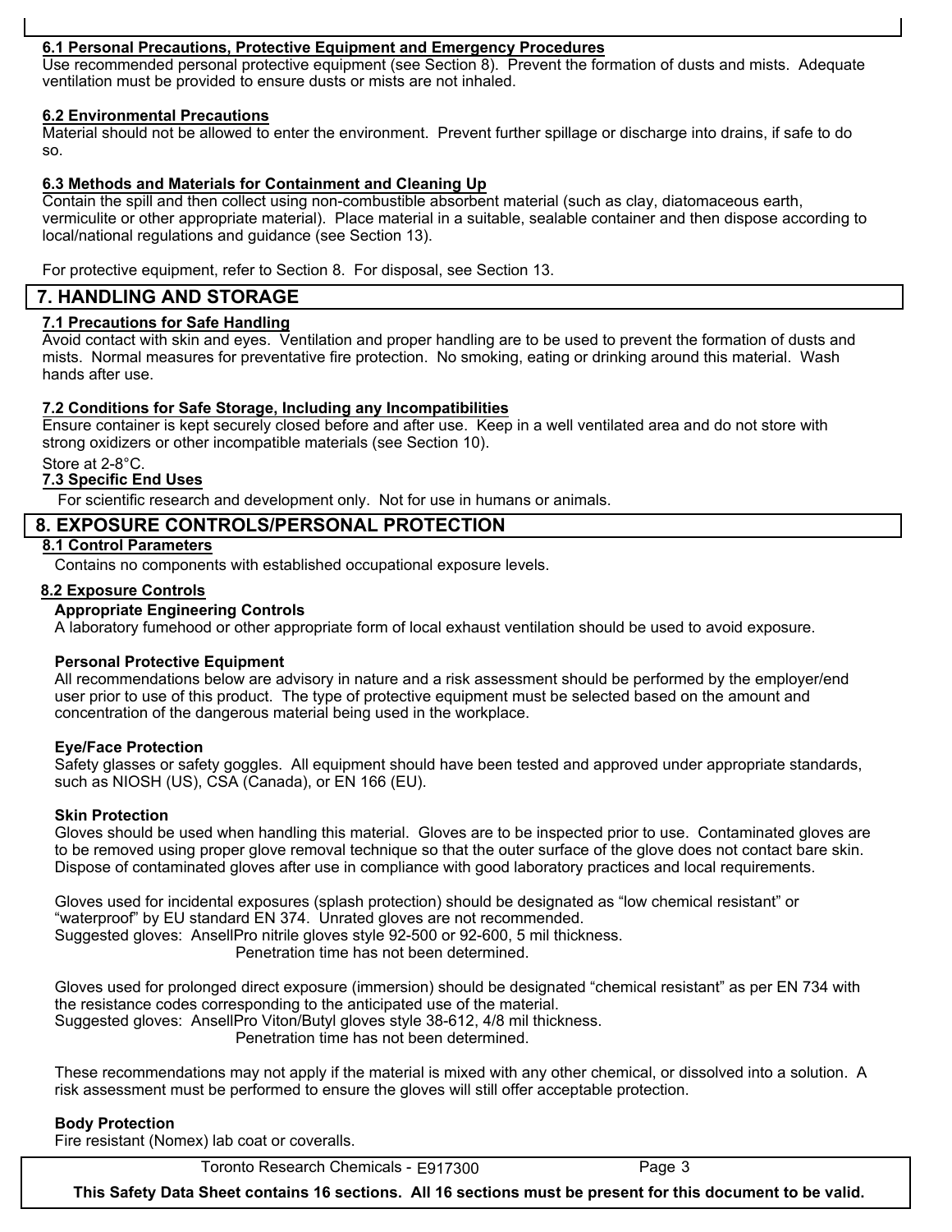### 6.1 Personal Precautions, Protective Equipment and Emergency Procedures

Use recommended personal protective equipment (see Section 8). Prevent the formation of dusts and mists. Adequate ventilation must be provided to ensure dusts or mists are not inhaled.

### 6.2 Environmental Precautions

Material should not be allowed to enter the environment. Prevent further spillage or discharge into drains, if safe to do so.

### 6.3 Methods and Materials for Containment and Cleaning Up

Contain the spill and then collect using non-combustible absorbent material (such as clay, diatomaceous earth, vermiculite or other appropriate material). Place material in a suitable, sealable container and then dispose according to local/national regulations and guidance (see Section 13).

For protective equipment, refer to Section 8. For disposal, see Section 13.

## 7. HANDLING AND STORAGE

### 7.1 Precautions for Safe Handling

Avoid contact with skin and eyes. Ventilation and proper handling are to be used to prevent the formation of dusts and mists. Normal measures for preventative fire protection. No smoking, eating or drinking around this material. Wash hands after use.

### 7.2 Conditions for Safe Storage, Including any Incompatibilities

Ensure container is kept securely closed before and after use. Keep in a well ventilated area and do not store with strong oxidizers or other incompatible materials (see Section 10).

Store at 2-8°C.

### 7.3 Specific End Uses

For scientific research and development only. Not for use in humans or animals.

## 8. EXPOSURE CONTROLS/PERSONAL PROTECTION

### 8.1 Control Parameters

Contains no components with established occupational exposure levels.

### 8.2 Exposure Controls

**Appropriate Engineering Controls**

A laboratory fumehood or other appropriate form of local exhaust ventilation should be used to avoid exposure.

**Personal Protective Equipment**

All recommendations below are advisory in nature and a risk assessment should be performed by the employer/end user prior to use of this product. The type of protective equipment must be selected based on the amount and concentration of the dangerous material being used in the workplace.

**Eye/Face Protection**

Safety glasses or safety goggles. All equipment should have been tested and approved under appropriate standards, such as NIOSH (US), CSA (Canada), or EN 166 (EU).

**Skin Protection**

Gloves should be used when handling this material. Gloves are to be inspected prior to use. Contaminated gloves are to be removed using proper glove removal technique so that the outer surface of the glove does not contact bare skin. Dispose of contaminated gloves after use in compliance with good laboratory practices and local requirements.

Gloves used for incidental exposures (splash protection) should be designated as “low chemical resistant” or “waterproof” by EU standard EN 374. Unrated gloves are not recommended.
Suggested gloves: AnsellPro nitrile gloves style 92-500 or 92-600, 5 mil thickness.
Penetration time has not been determined.

Gloves used for prolonged direct exposure (immersion) should be designated “chemical resistant” as per EN 734 with the resistance codes corresponding to the anticipated use of the material.
Suggested gloves: AnsellPro Viton/Butyl gloves style 38-612, 4/8 mil thickness.
Penetration time has not been determined.

These recommendations may not apply if the material is mixed with any other chemical, or dissolved into a solution. A risk assessment must be performed to ensure the gloves will still offer acceptable protection.

**Body Protection**

Fire resistant (Nomex) lab coat or coveralls.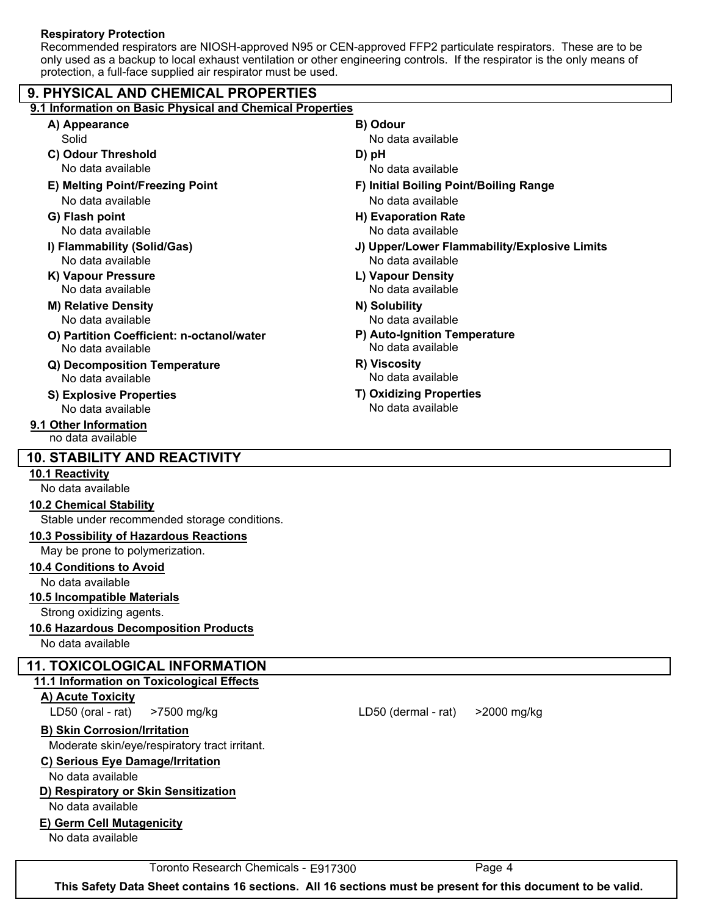**Respiratory Protection**

Recommended respirators are NIOSH-approved N95 or CEN-approved FFP2 particulate respirators. These are to be only used as a backup to local exhaust ventilation or other engineering controls. If the respirator is the only means of protection, a full-face supplied air respirator must be used.

## 9. PHYSICAL AND CHEMICAL PROPERTIES

### 9.1 Information on Basic Physical and Chemical Properties

**A) Appearance**
Solid

**B) Odour**
No data available

**C) Odour Threshold**
No data available

**D) pH**
No data available

**E) Melting Point/Freezing Point**
No data available

**F) Initial Boiling Point/Boiling Range**
No data available

**G) Flash point**
No data available

**H) Evaporation Rate**
No data available

**I) Flammability (Solid/Gas)**
No data available

**J) Upper/Lower Flammability/Explosive Limits**
No data available

**K) Vapour Pressure**
No data available

**L) Vapour Density**
No data available

**M) Relative Density**
No data available

**N) Solubility**
No data available

**O) Partition Coefficient: n-octanol/water**
No data available

**P) Auto-Ignition Temperature**
No data available

**Q) Decomposition Temperature**
No data available

**R) Viscosity**
No data available

**S) Explosive Properties**
No data available

**T) Oxidizing Properties**
No data available

### 9.1 Other Information

no data available

## 10. STABILITY AND REACTIVITY

### 10.1 Reactivity

No data available

### 10.2 Chemical Stability

Stable under recommended storage conditions.

### 10.3 Possibility of Hazardous Reactions

May be prone to polymerization.

### 10.4 Conditions to Avoid

No data available

### 10.5 Incompatible Materials

Strong oxidizing agents.

### 10.6 Hazardous Decomposition Products

No data available

## 11. TOXICOLOGICAL INFORMATION

### 11.1 Information on Toxicological Effects

**A) Acute Toxicity**

LD50 (oral - rat) >7500 mg/kg

LD50 (dermal - rat) >2000 mg/kg

**B) Skin Corrosion/Irritation**

Moderate skin/eye/respiratory tract irritant.

**C) Serious Eye Damage/Irritation**

No data available

**D) Respiratory or Skin Sensitization**

No data available

**E) Germ Cell Mutagenicity**

No data available

Toronto Research Chemicals - E917300

**This Safety Data Sheet contains 16 sections. All 16 sections must be present for this document to be valid.**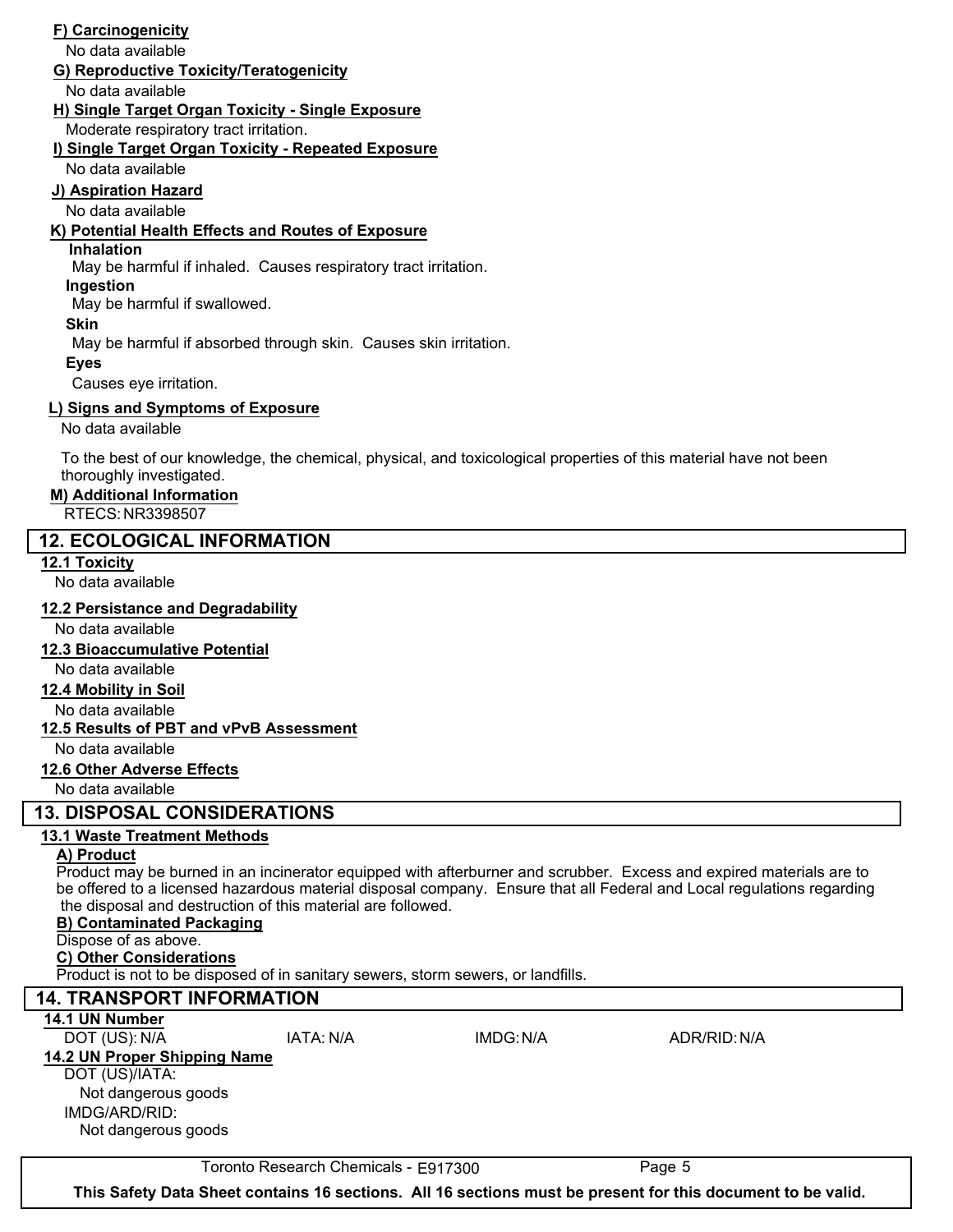**F) Carcinogenicity**

No data available

**G) Reproductive Toxicity/Teratogenicity**

No data available

**H) Single Target Organ Toxicity - Single Exposure**

Moderate respiratory tract irritation.

**I) Single Target Organ Toxicity - Repeated Exposure**

No data available

**J) Aspiration Hazard**

No data available

**K) Potential Health Effects and Routes of Exposure**

**Inhalation**

May be harmful if inhaled. Causes respiratory tract irritation.

**Ingestion**

May be harmful if swallowed.

**Skin**

May be harmful if absorbed through skin. Causes skin irritation.

**Eyes**

Causes eye irritation.

**L) Signs and Symptoms of Exposure**

No data available

To the best of our knowledge, the chemical, physical, and toxicological properties of this material have not been thoroughly investigated.

**M) Additional Information**

RTECS: NR3398507

## 12. ECOLOGICAL INFORMATION

**12.1 Toxicity**

No data available

**12.2 Persistance and Degradability**

No data available

**12.3 Bioaccumulative Potential**

No data available

**12.4 Mobility in Soil**

No data available

**12.5 Results of PBT and vPvB Assessment**

No data available

**12.6 Other Adverse Effects**

No data available

## 13. DISPOSAL CONSIDERATIONS

**13.1 Waste Treatment Methods**

**A) Product**

Product may be burned in an incinerator equipped with afterburner and scrubber. Excess and expired materials are to be offered to a licensed hazardous material disposal company. Ensure that all Federal and Local regulations regarding the disposal and destruction of this material are followed.

**B) Contaminated Packaging**

Dispose of as above.

**C) Other Considerations**

Product is not to be disposed of in sanitary sewers, storm sewers, or landfills.

## 14. TRANSPORT INFORMATION

**14.1 UN Number**

DOT (US): N/A    IATA: N/A    IMDG: N/A    ADR/RID: N/A

**14.2 UN Proper Shipping Name**

DOT (US)/IATA:

Not dangerous goods

IMDG/ARD/RID:

Not dangerous goods

Toronto Research Chemicals - E917300

**This Safety Data Sheet contains 16 sections. All 16 sections must be present for this document to be valid.**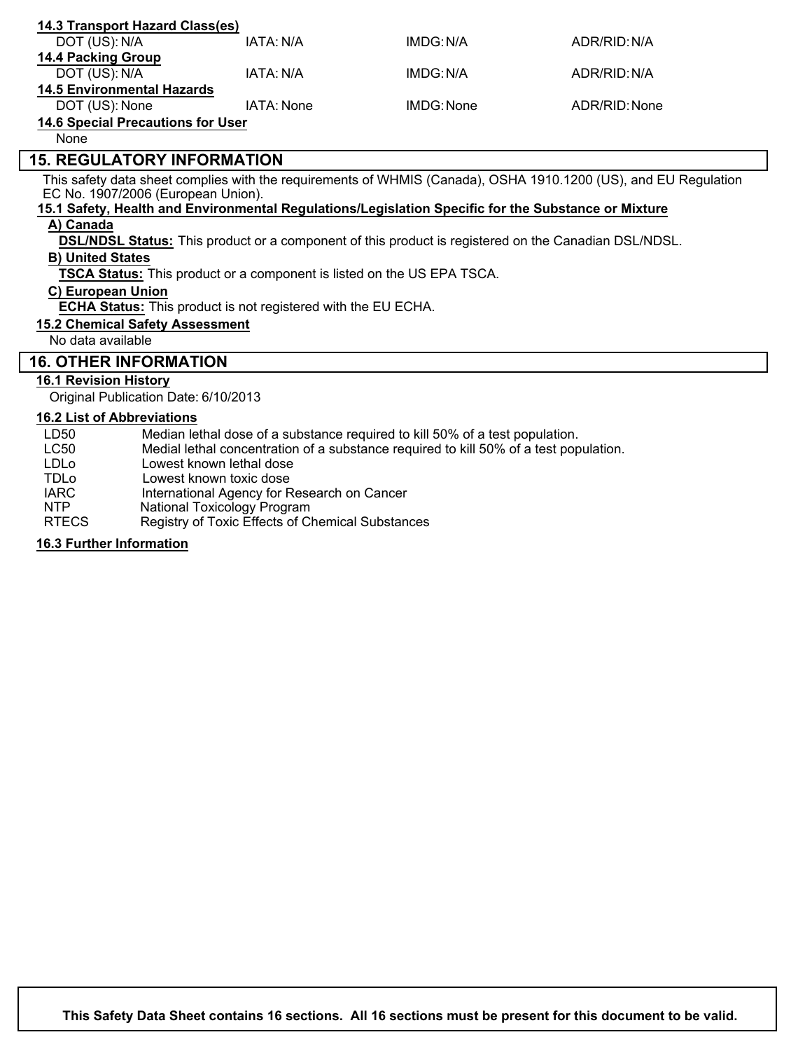**14.3 Transport Hazard Class(es)**

| | | | |
|---|---|---|---|
| DOT (US): N/A | IATA: N/A | IMDG: N/A | ADR/RID: N/A |

**14.4 Packing Group**

| | | | |
|---|---|---|---|
| DOT (US): N/A | IATA: N/A | IMDG: N/A | ADR/RID: N/A |

**14.5 Environmental Hazards**

| | | | |
|---|---|---|---|
| DOT (US): None | IATA: None | IMDG: None | ADR/RID: None |

**14.6 Special Precautions for User**

None

## 15. REGULATORY INFORMATION

This safety data sheet complies with the requirements of WHMIS (Canada), OSHA 1910.1200 (US), and EU Regulation EC No. 1907/2006 (European Union).

**15.1 Safety, Health and Environmental Regulations/Legislation Specific for the Substance or Mixture**

**A) Canada**

**DSL/NDSL Status:** This product or a component of this product is registered on the Canadian DSL/NDSL.

**B) United States**

**TSCA Status:** This product or a component is listed on the US EPA TSCA.

**C) European Union**

**ECHA Status:** This product is not registered with the EU ECHA.

**15.2 Chemical Safety Assessment**

No data available

## 16. OTHER INFORMATION

**16.1 Revision History**

Original Publication Date: 6/10/2013

**16.2 List of Abbreviations**

| | |
|---|---|
| LD50 | Median lethal dose of a substance required to kill 50% of a test population. |
| LC50 | Medial lethal concentration of a substance required to kill 50% of a test population. |
| LDLo | Lowest known lethal dose |
| TDLo | Lowest known toxic dose |
| IARC | International Agency for Research on Cancer |
| NTP | National Toxicology Program |
| RTECS | Registry of Toxic Effects of Chemical Substances |

**16.3 Further Information**

**This Safety Data Sheet contains 16 sections. All 16 sections must be present for this document to be valid.**